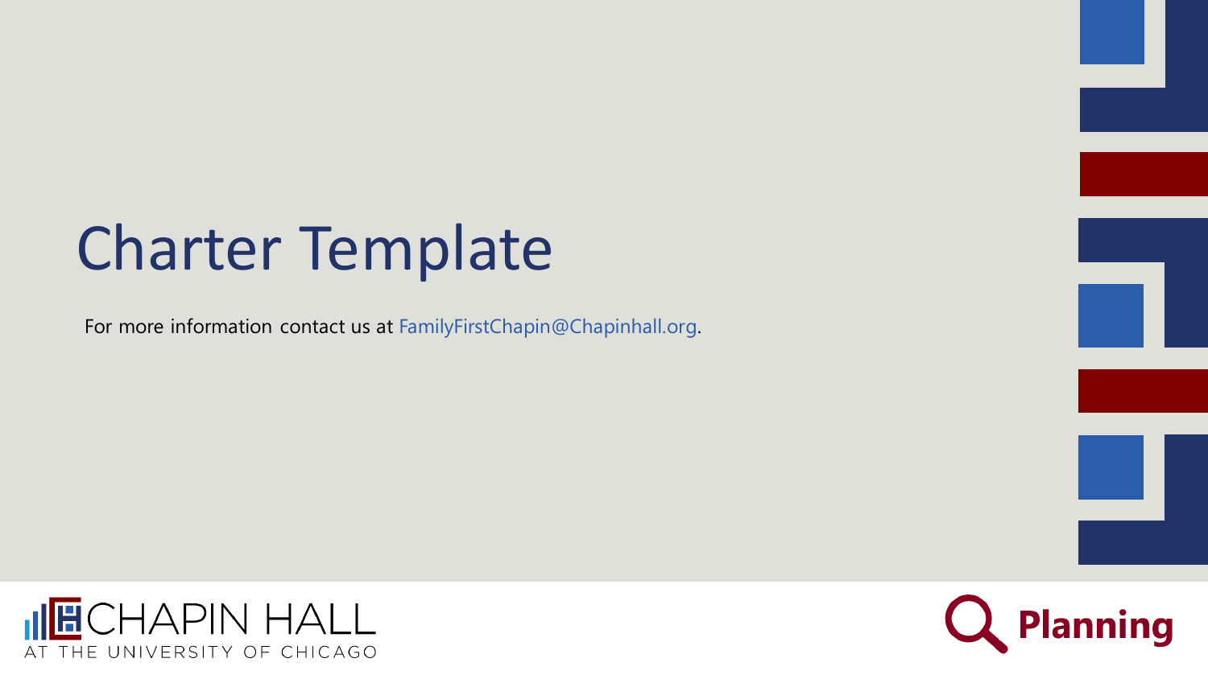# Charter Template

For more information contact us at FamilyFirstChapin@Chapinhall.org.

CHAPIN HALL
AT THE UNIVERSITY OF CHICAGO

Planning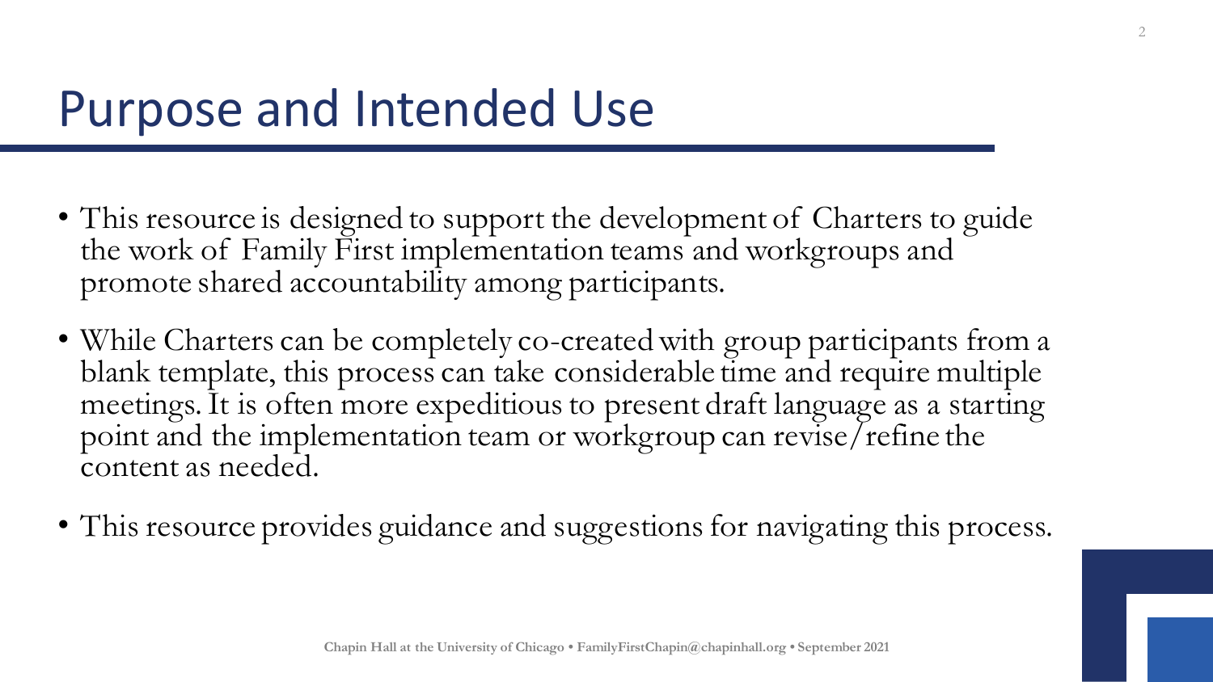# Purpose and Intended Use

- This resource is designed to support the development of Charters to guide the work of Family First implementation teams and workgroups and promote shared accountability among participants.
- While Charters can be completely co-created with group participants from a blank template, this process can take considerable time and require multiple meetings. It is often more expeditious to present draft language as a starting point and the implementation team or workgroup can revise/refine the content as needed.
- This resource provides guidance and suggestions for navigating this process.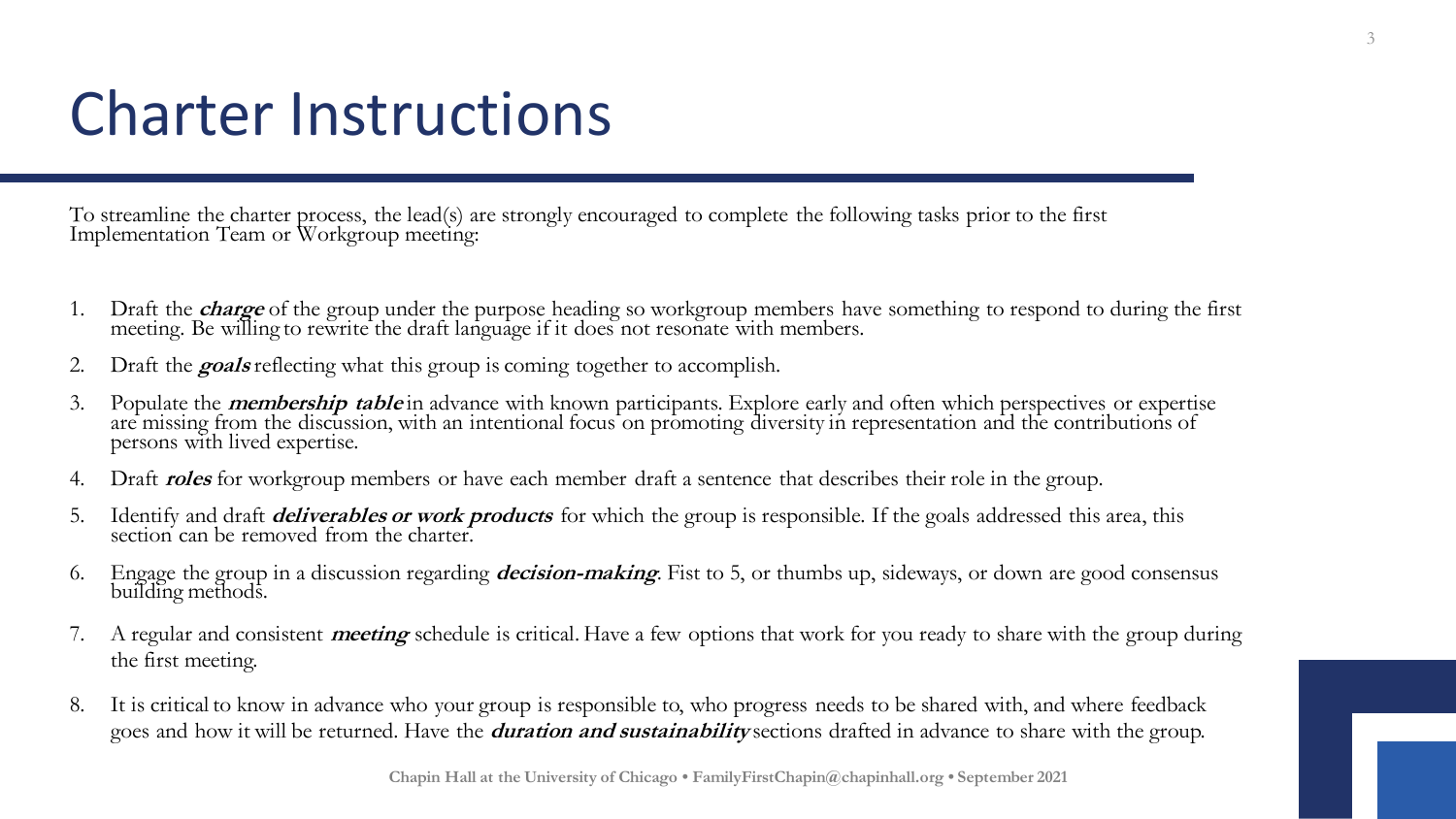# Charter Instructions

To streamline the charter process, the lead(s) are strongly encouraged to complete the following tasks prior to the first Implementation Team or Workgroup meeting:

1. Draft the ***charge*** of the group under the purpose heading so workgroup members have something to respond to during the first meeting. Be willing to rewrite the draft language if it does not resonate with members.
2. Draft the ***goals*** reflecting what this group is coming together to accomplish.
3. Populate the ***membership table*** in advance with known participants. Explore early and often which perspectives or expertise are missing from the discussion, with an intentional focus on promoting diversity in representation and the contributions of persons with lived expertise.
4. Draft ***roles*** for workgroup members or have each member draft a sentence that describes their role in the group.
5. Identify and draft ***deliverables or work products*** for which the group is responsible. If the goals addressed this area, this section can be removed from the charter.
6. Engage the group in a discussion regarding ***decision-making***. Fist to 5, or thumbs up, sideways, or down are good consensus building methods.
7. A regular and consistent ***meeting*** schedule is critical. Have a few options that work for you ready to share with the group during the first meeting.
8. It is critical to know in advance who your group is responsible to, who progress needs to be shared with, and where feedback goes and how it will be returned. Have the ***duration and sustainability*** sections drafted in advance to share with the group.

**Chapin Hall at the University of Chicago • FamilyFirstChapin@chapinhall.org • September 2021**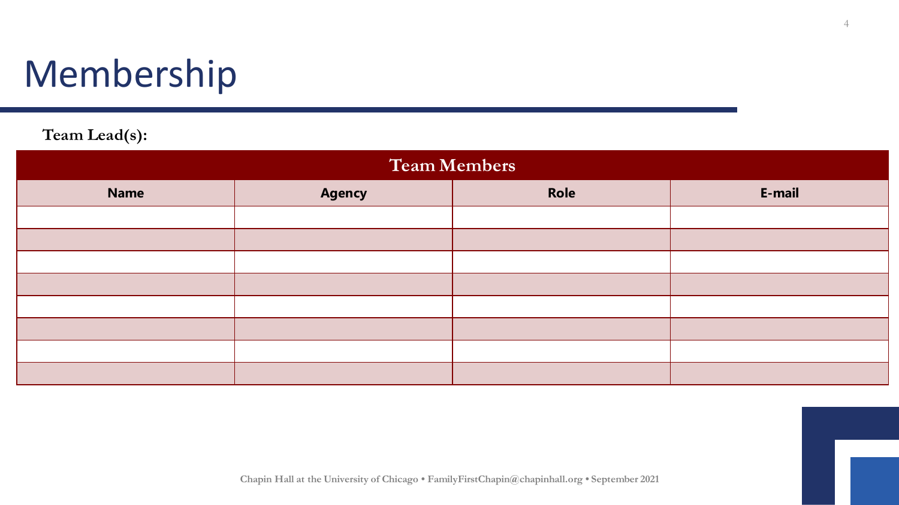# Membership

**Team Lead(s):**

| Team Members | | | |
|---|---|---|---|
| **Name** | **Agency** | **Role** | **E-mail** |
| | | | |
| | | | |
| | | | |
| | | | |
| | | | |
| | | | |
| | | | |
| | | | |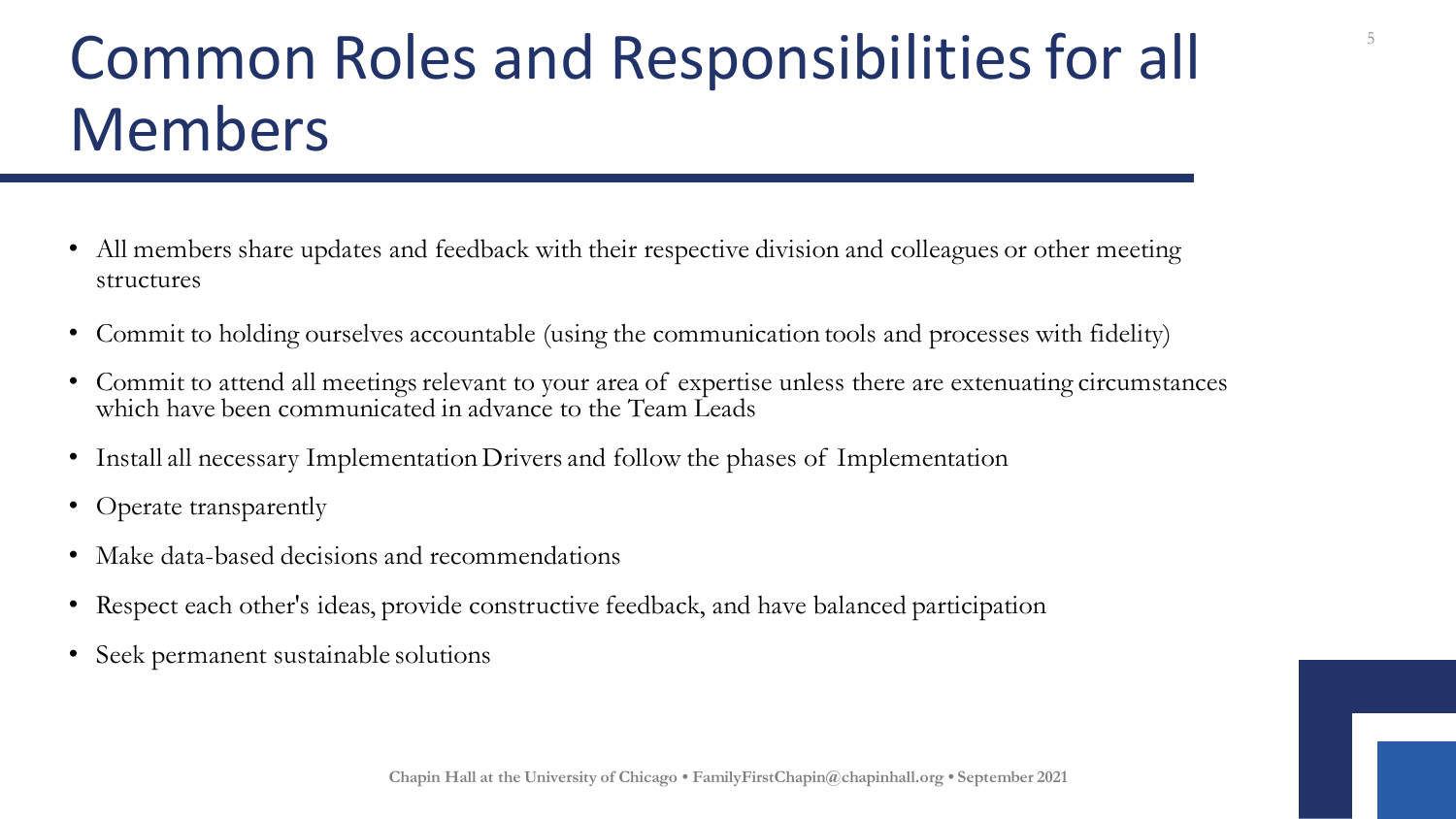# Common Roles and Responsibilities for all Members

- All members share updates and feedback with their respective division and colleagues or other meeting structures
- Commit to holding ourselves accountable (using the communication tools and processes with fidelity)
- Commit to attend all meetings relevant to your area of expertise unless there are extenuating circumstances which have been communicated in advance to the Team Leads
- Install all necessary Implementation Drivers and follow the phases of Implementation
- Operate transparently
- Make data-based decisions and recommendations
- Respect each other's ideas, provide constructive feedback, and have balanced participation
- Seek permanent sustainable solutions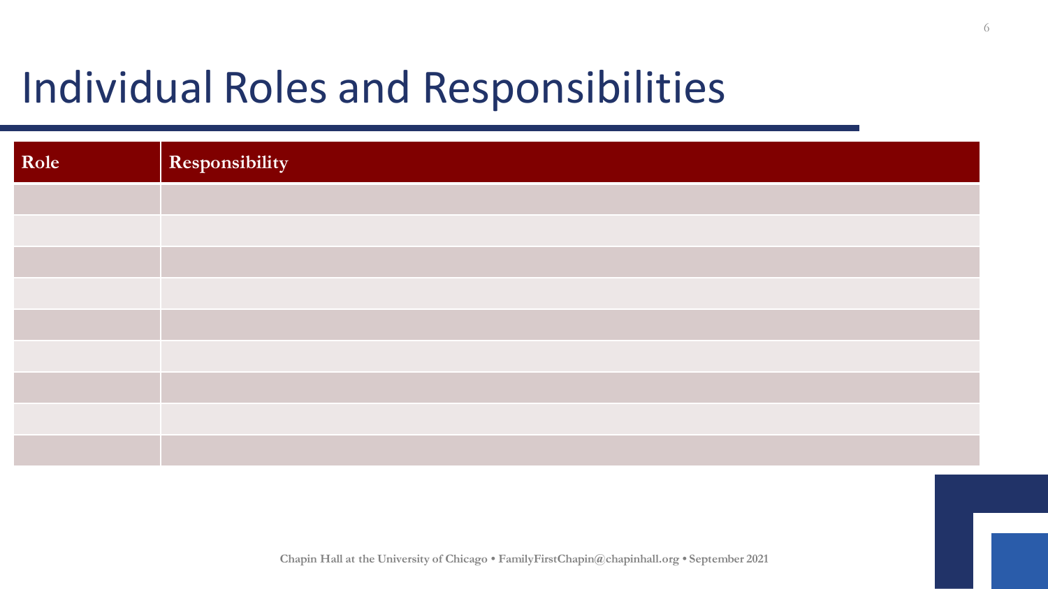# Individual Roles and Responsibilities

| Role | Responsibility |
|---|---|
| | |
| | |
| | |
| | |
| | |
| | |
| | |
| | |
| | |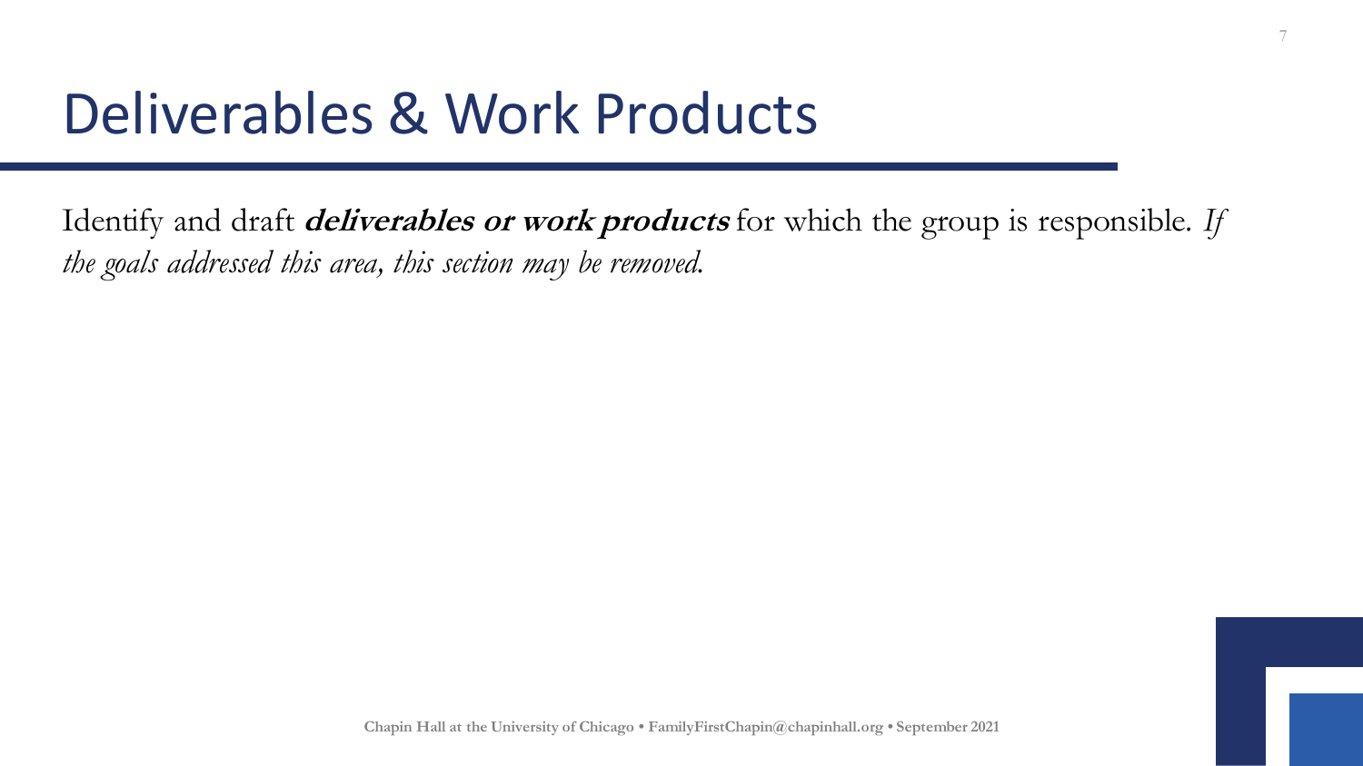# Deliverables & Work Products

Identify and draft ***deliverables or work products*** for which the group is responsible. *If the goals addressed this area, this section may be removed.*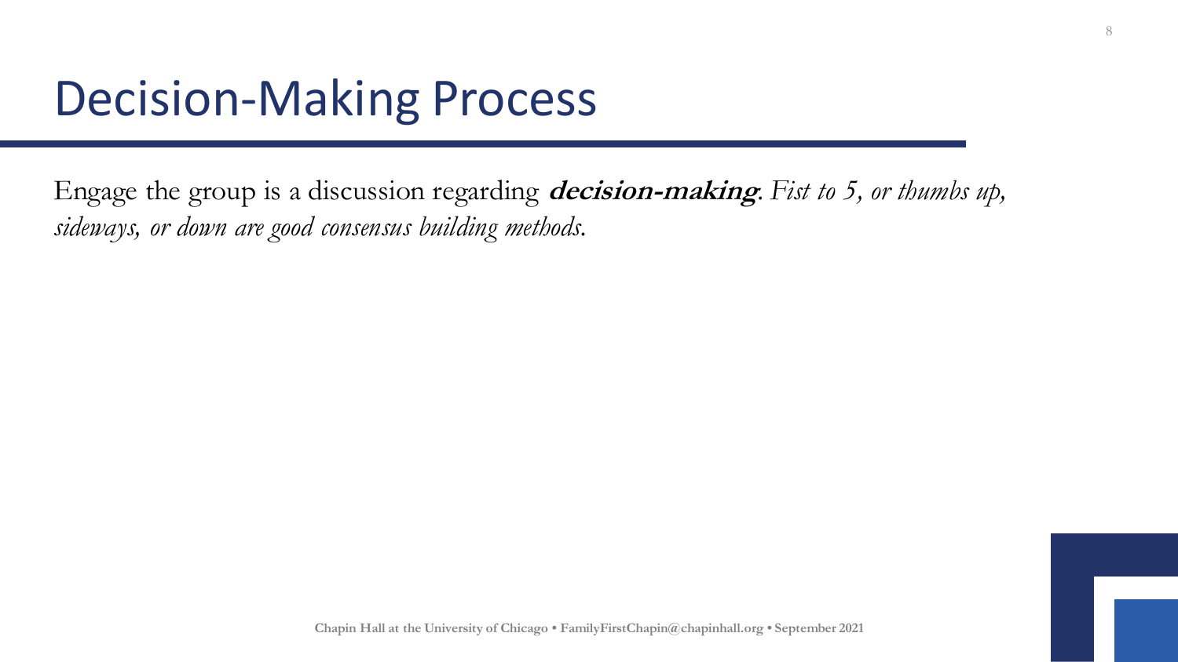# Decision-Making Process

Engage the group is a discussion regarding ***decision-making***. *Fist to 5, or thumbs up, sideways, or down are good consensus building methods.*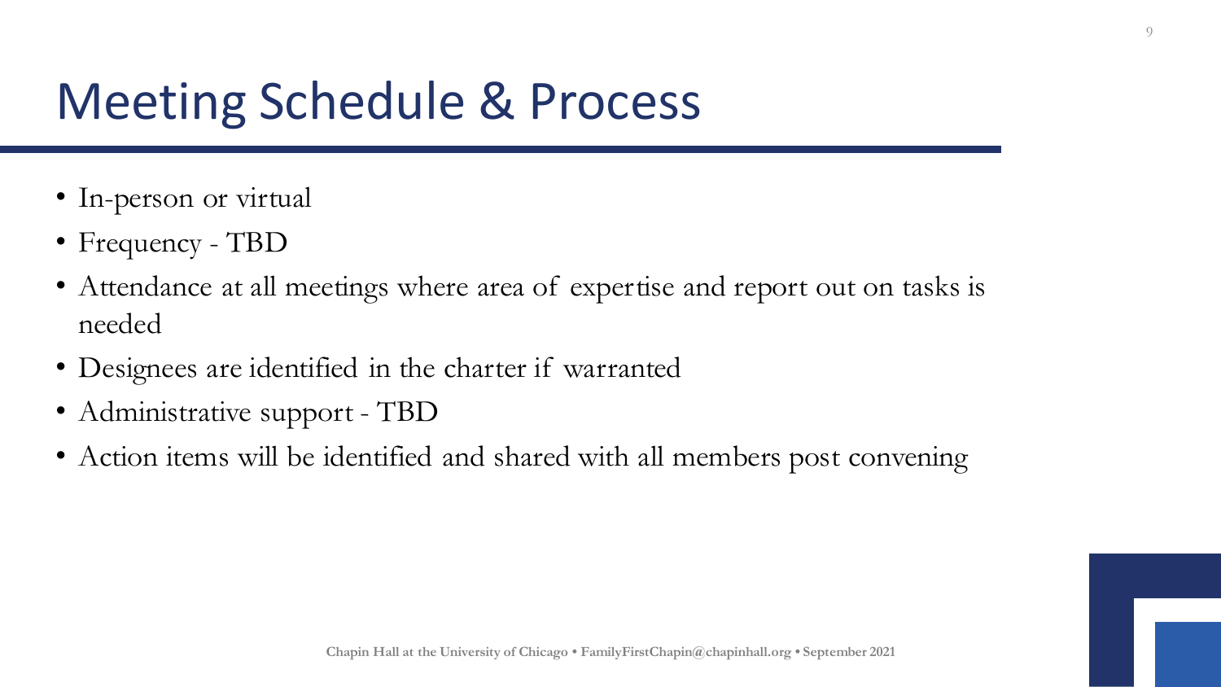# Meeting Schedule & Process

- In-person or virtual
- Frequency - TBD
- Attendance at all meetings where area of expertise and report out on tasks is needed
- Designees are identified in the charter if warranted
- Administrative support - TBD
- Action items will be identified and shared with all members post convening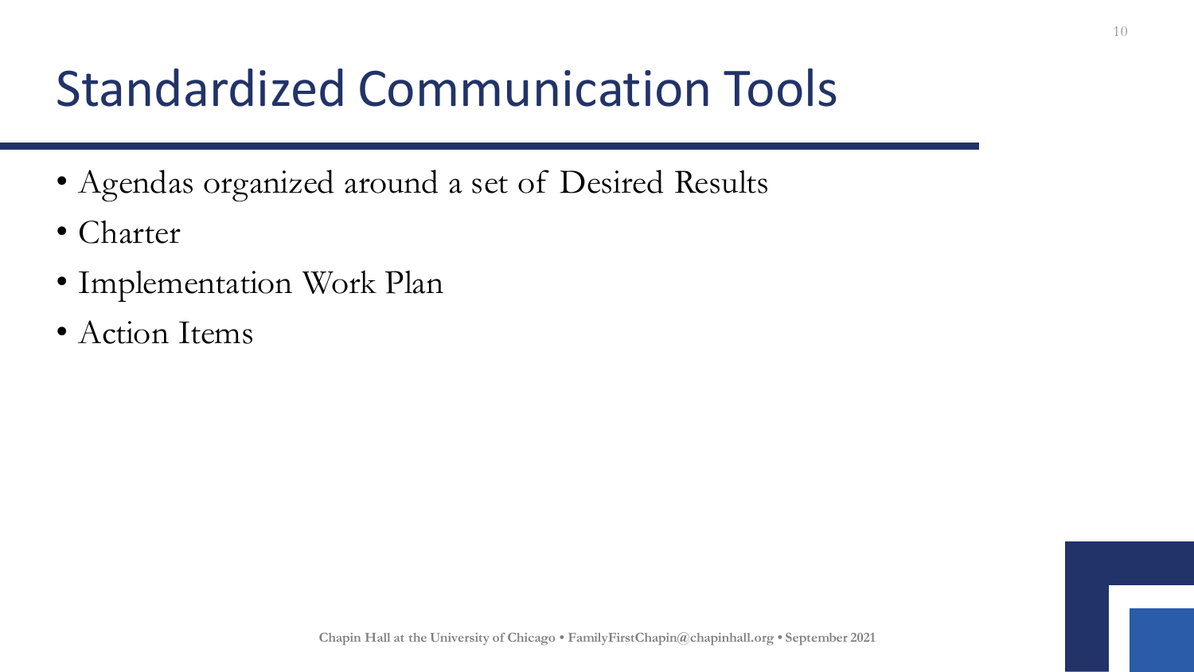# Standardized Communication Tools

- Agendas organized around a set of Desired Results
- Charter
- Implementation Work Plan
- Action Items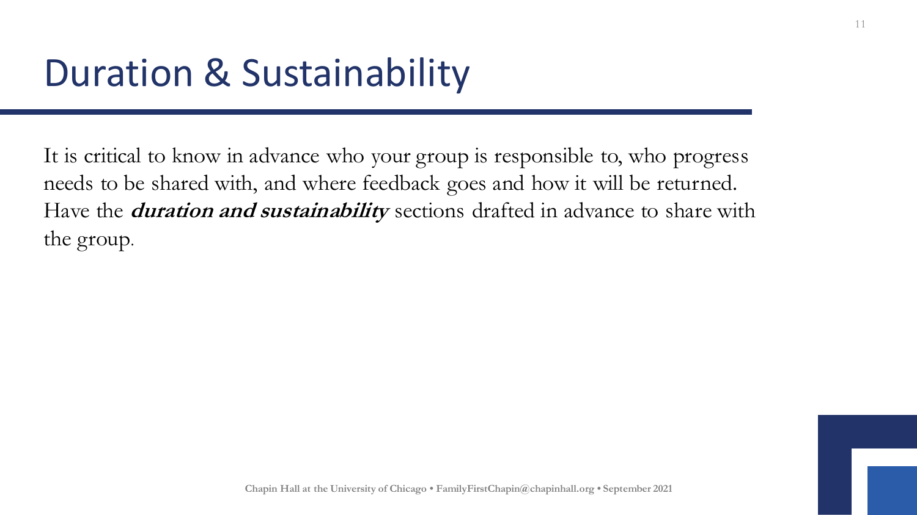# Duration & Sustainability

It is critical to know in advance who your group is responsible to, who progress needs to be shared with, and where feedback goes and how it will be returned. Have the ***duration and sustainability*** sections drafted in advance to share with the group.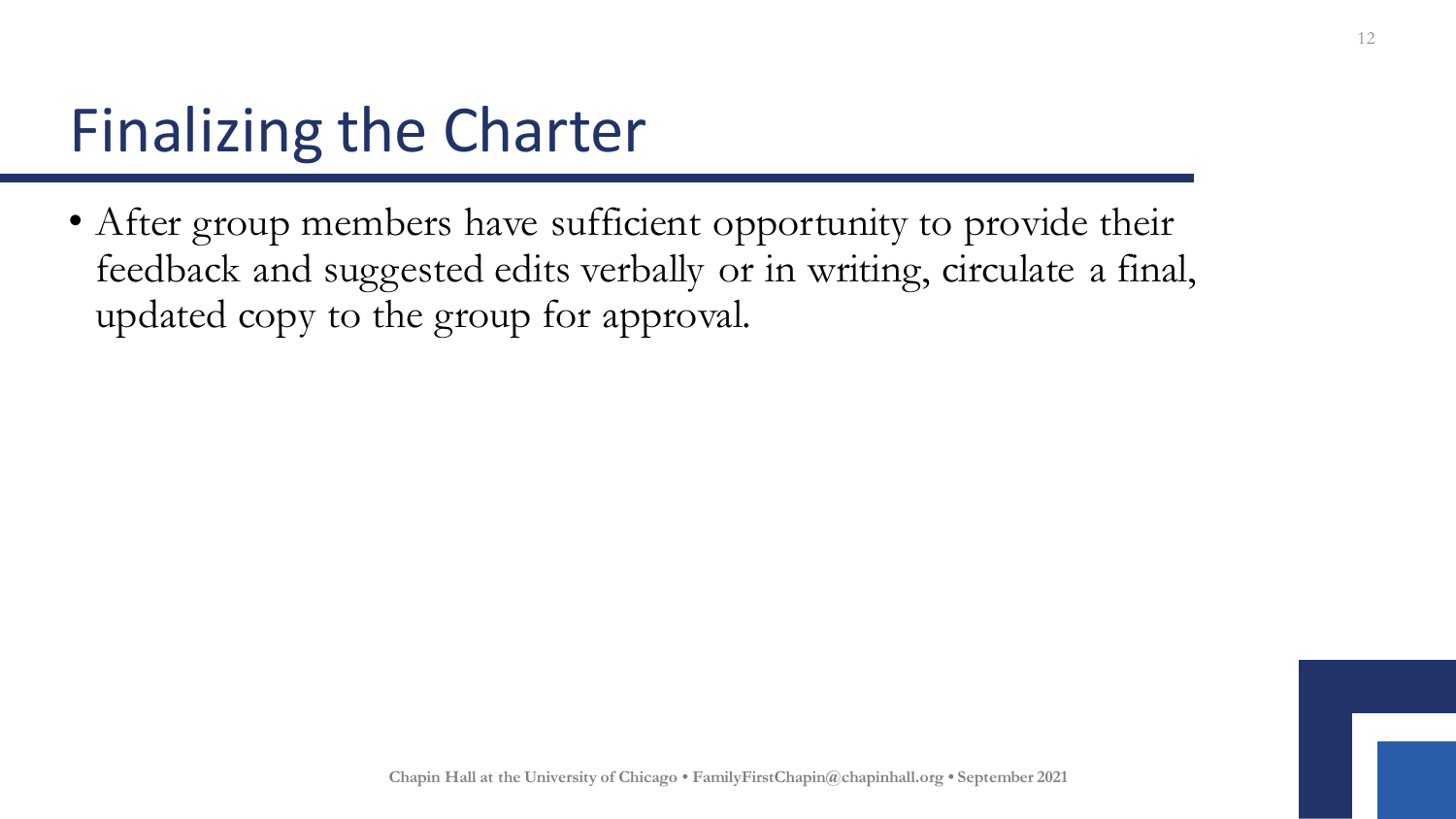# Finalizing the Charter

- After group members have sufficient opportunity to provide their feedback and suggested edits verbally or in writing, circulate a final, updated copy to the group for approval.